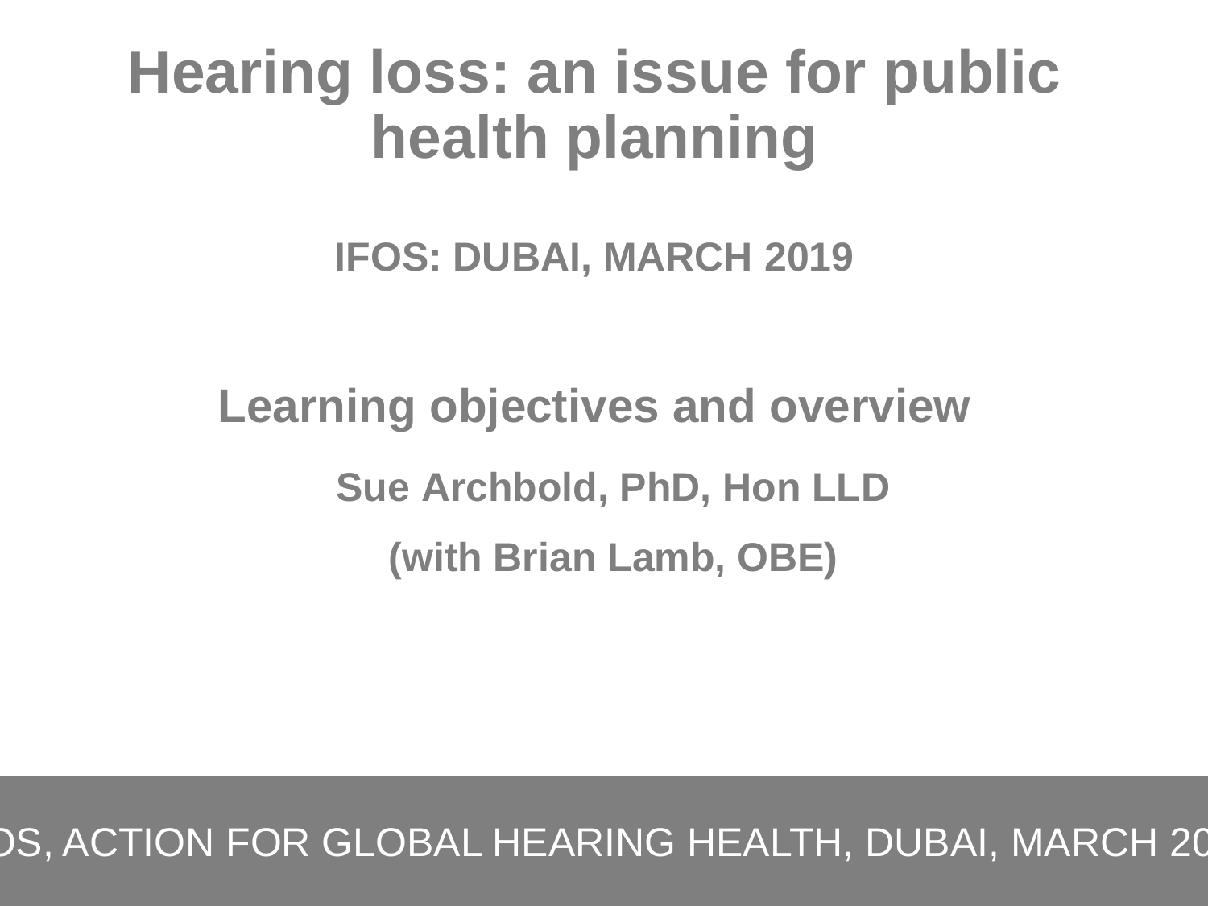# Hearing loss: an issue for public health planning

**IFOS: DUBAI, MARCH 2019**

## Learning objectives and overview

**Sue Archbold, PhD, Hon LLD**

**(with Brian Lamb, OBE)**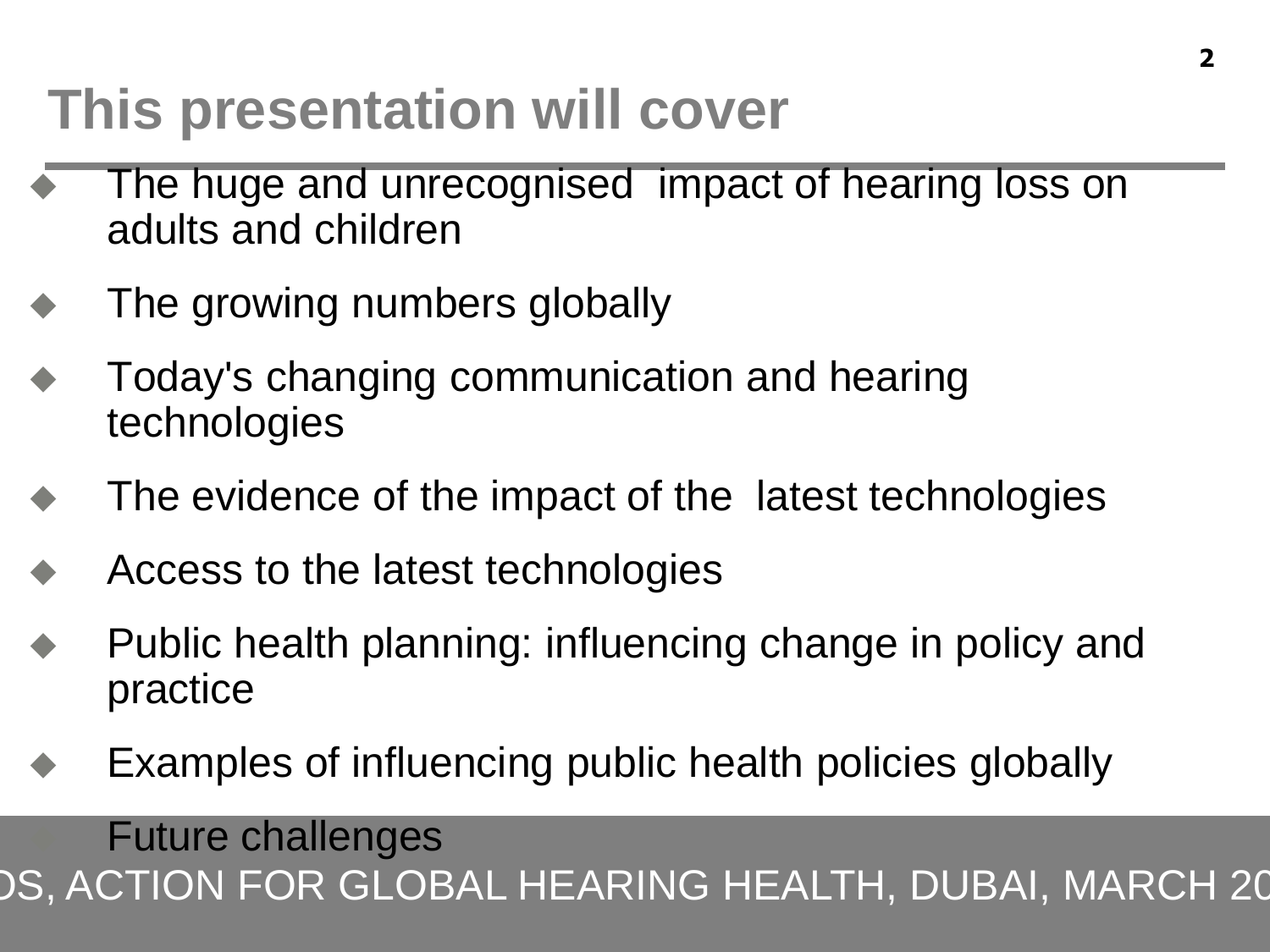# This presentation will cover

- The huge and unrecognised impact of hearing loss on adults and children
- The growing numbers globally
- Today's changing communication and hearing technologies
- The evidence of the impact of the latest technologies
- Access to the latest technologies
- Public health planning: influencing change in policy and practice
- Examples of influencing public health policies globally
- Future challenges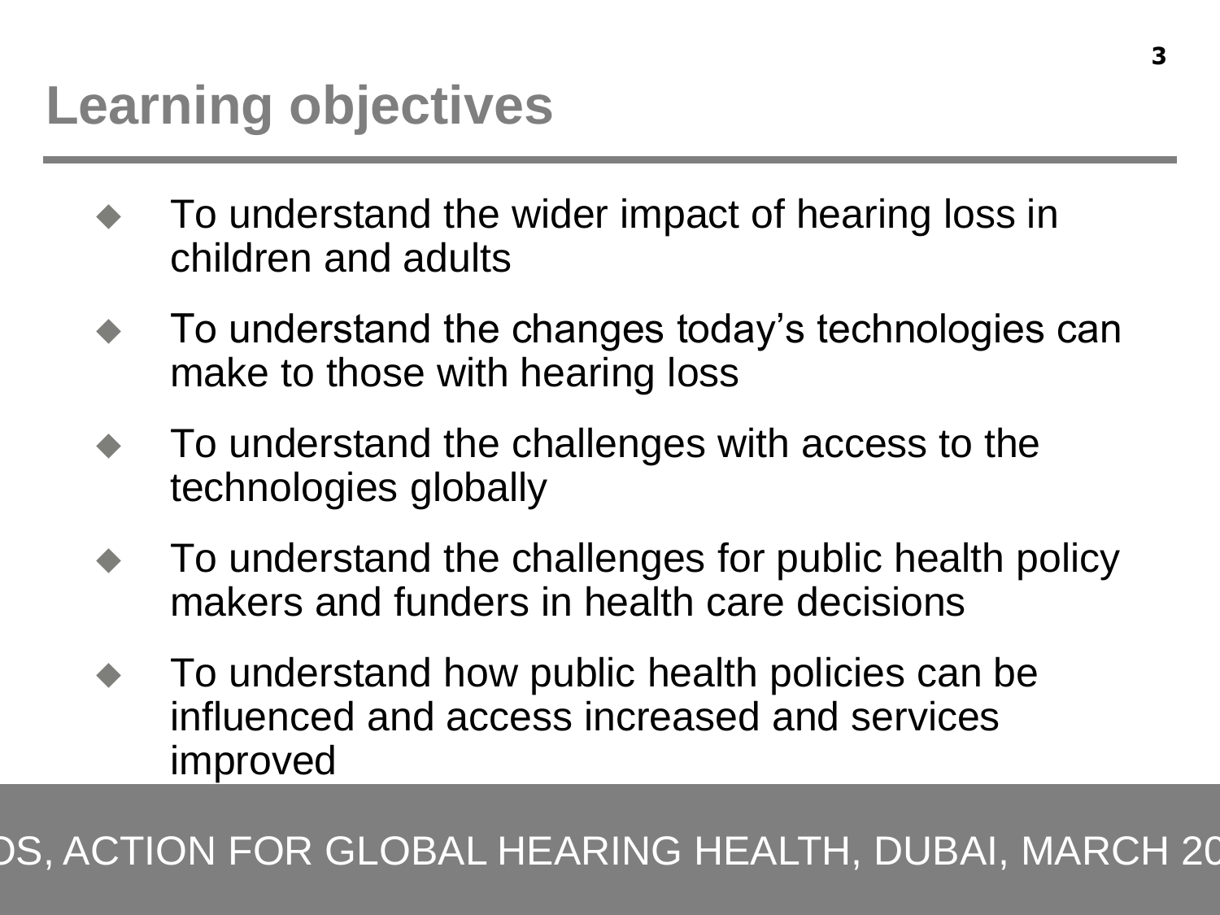# Learning objectives

- To understand the wider impact of hearing loss in children and adults
- To understand the changes today's technologies can make to those with hearing loss
- To understand the challenges with access to the technologies globally
- To understand the challenges for public health policy makers and funders in health care decisions
- To understand how public health policies can be influenced and access increased and services improved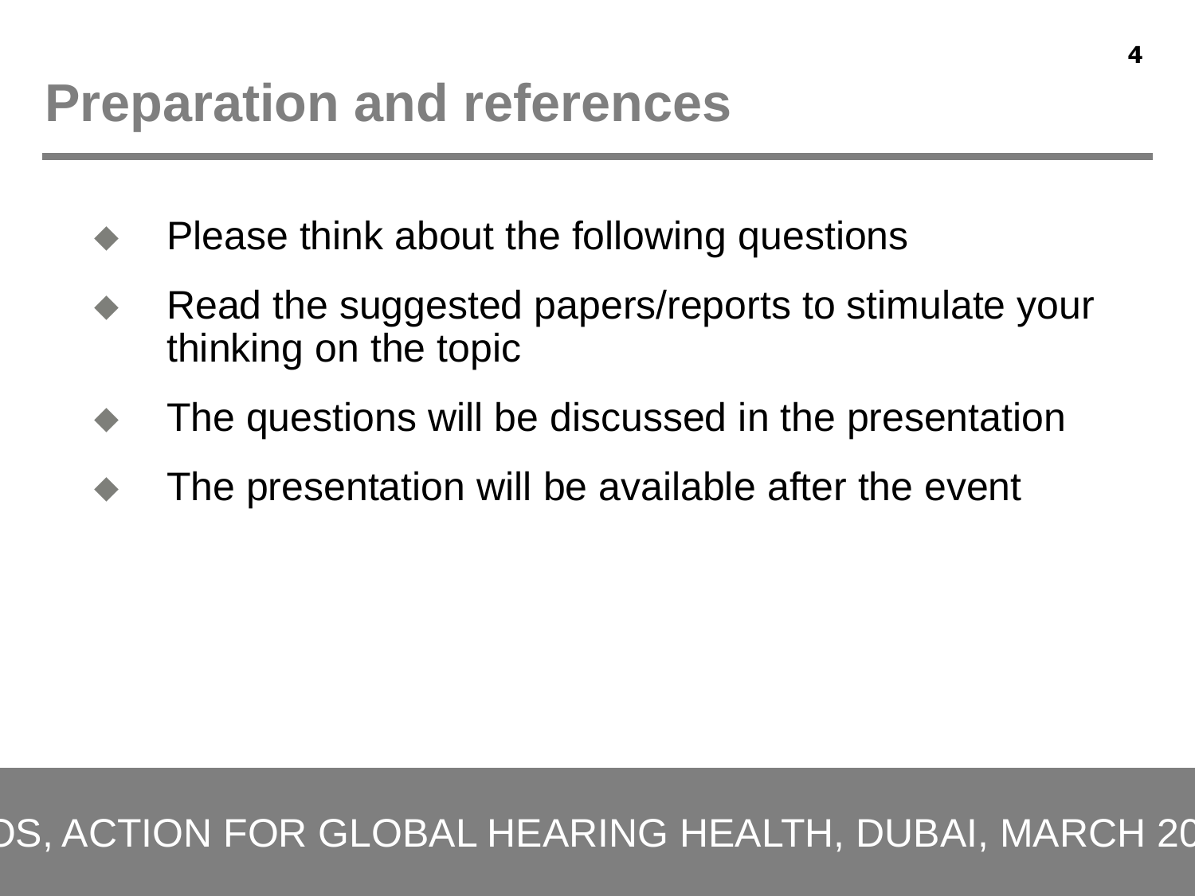# Preparation and references

- Please think about the following questions
- Read the suggested papers/reports to stimulate your thinking on the topic
- The questions will be discussed in the presentation
- The presentation will be available after the event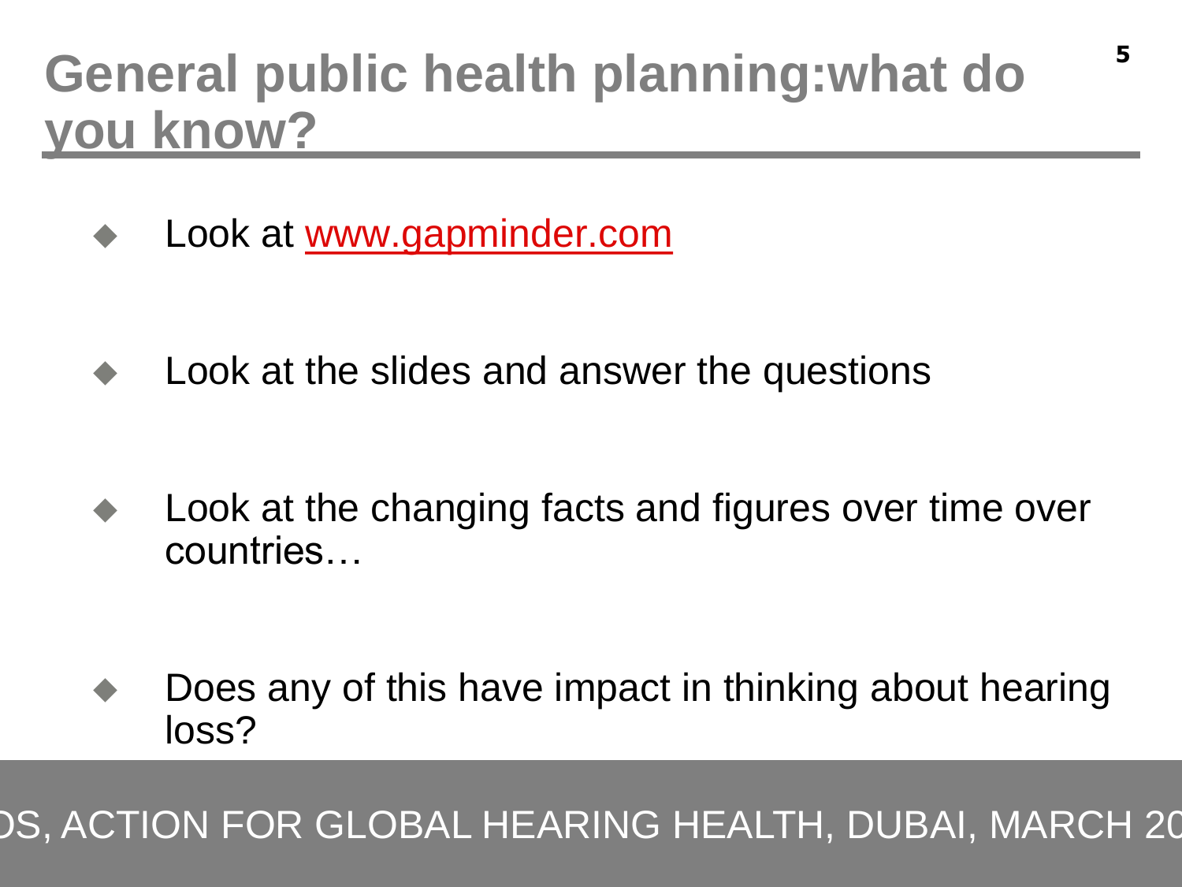# General public health planning:what do you know?

- Look at www.gapminder.com
- Look at the slides and answer the questions
- Look at the changing facts and figures over time over countries…
- Does any of this have impact in thinking about hearing loss?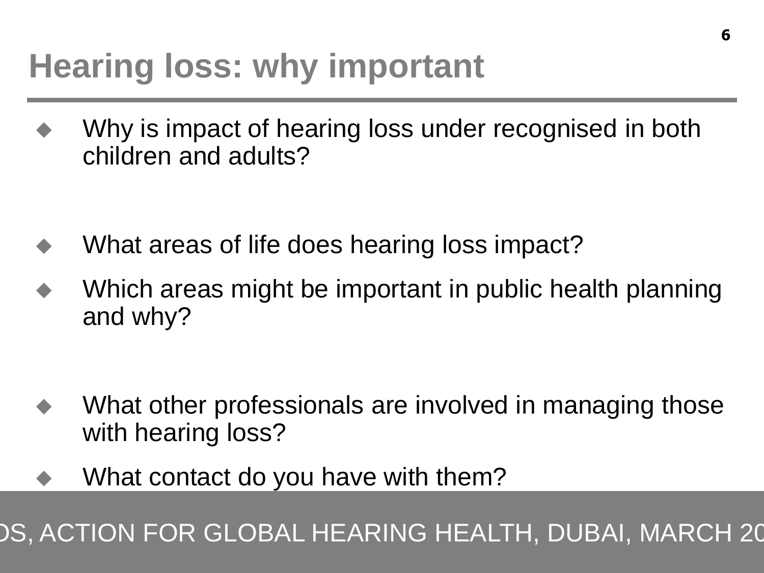# Hearing loss: why important

- Why is impact of hearing loss under recognised in both children and adults?

- What areas of life does hearing loss impact?
- Which areas might be important in public health planning and why?

- What other professionals are involved in managing those with hearing loss?
- What contact do you have with them?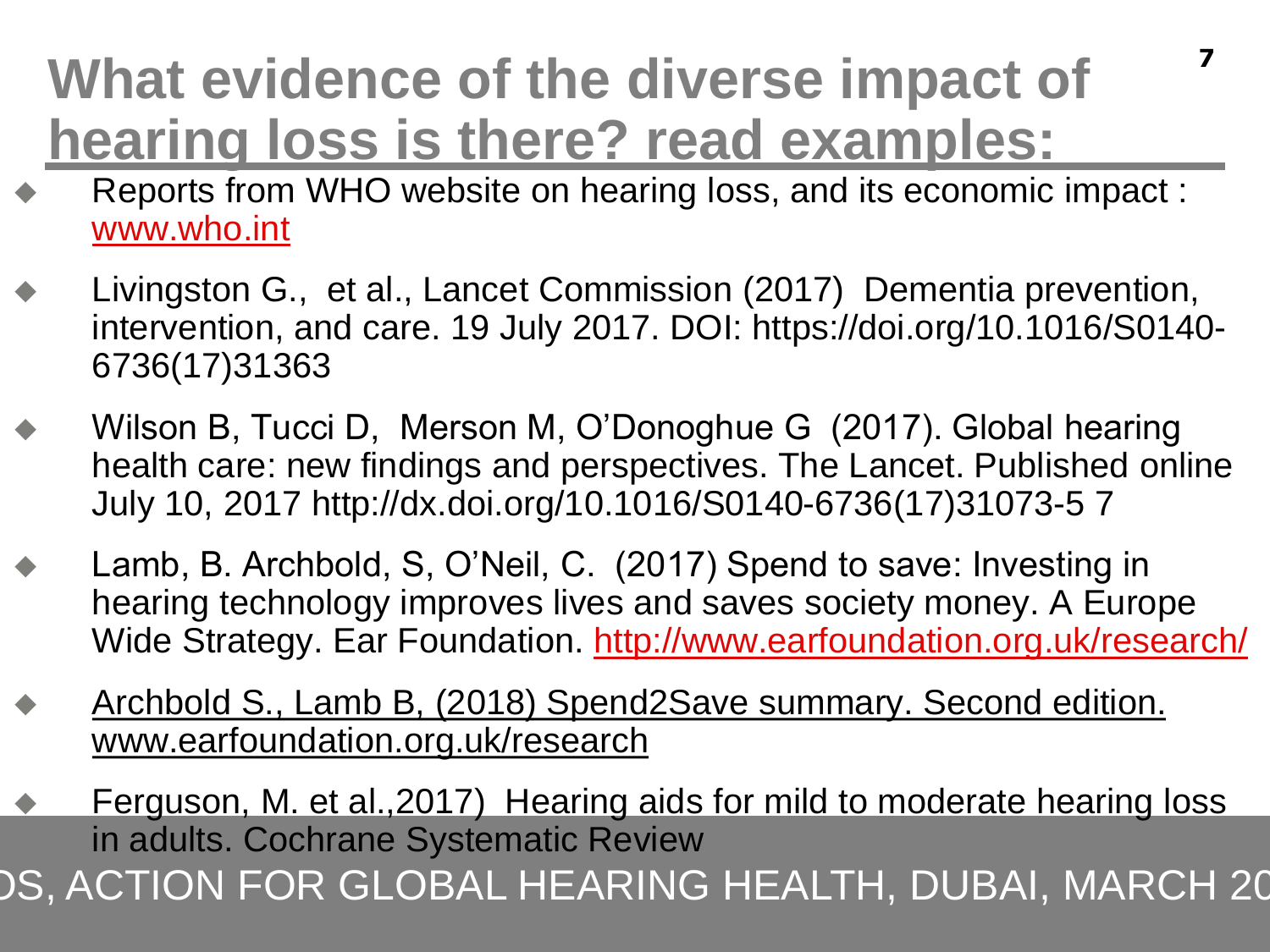# What evidence of the diverse impact of hearing loss is there? read examples:

- Reports from WHO website on hearing loss, and its economic impact : www.who.int
- Livingston G., et al., Lancet Commission (2017) Dementia prevention, intervention, and care. 19 July 2017. DOI: https://doi.org/10.1016/S0140-6736(17)31363
- Wilson B, Tucci D, Merson M, O'Donoghue G (2017). Global hearing health care: new findings and perspectives. The Lancet. Published online July 10, 2017 http://dx.doi.org/10.1016/S0140-6736(17)31073-5 7
- Lamb, B. Archbold, S, O'Neil, C. (2017) Spend to save: Investing in hearing technology improves lives and saves society money. A Europe Wide Strategy. Ear Foundation. http://www.earfoundation.org.uk/research/
- Archbold S., Lamb B, (2018) Spend2Save summary. Second edition. www.earfoundation.org.uk/research
- Ferguson, M. et al.,2017) Hearing aids for mild to moderate hearing loss in adults. Cochrane Systematic Review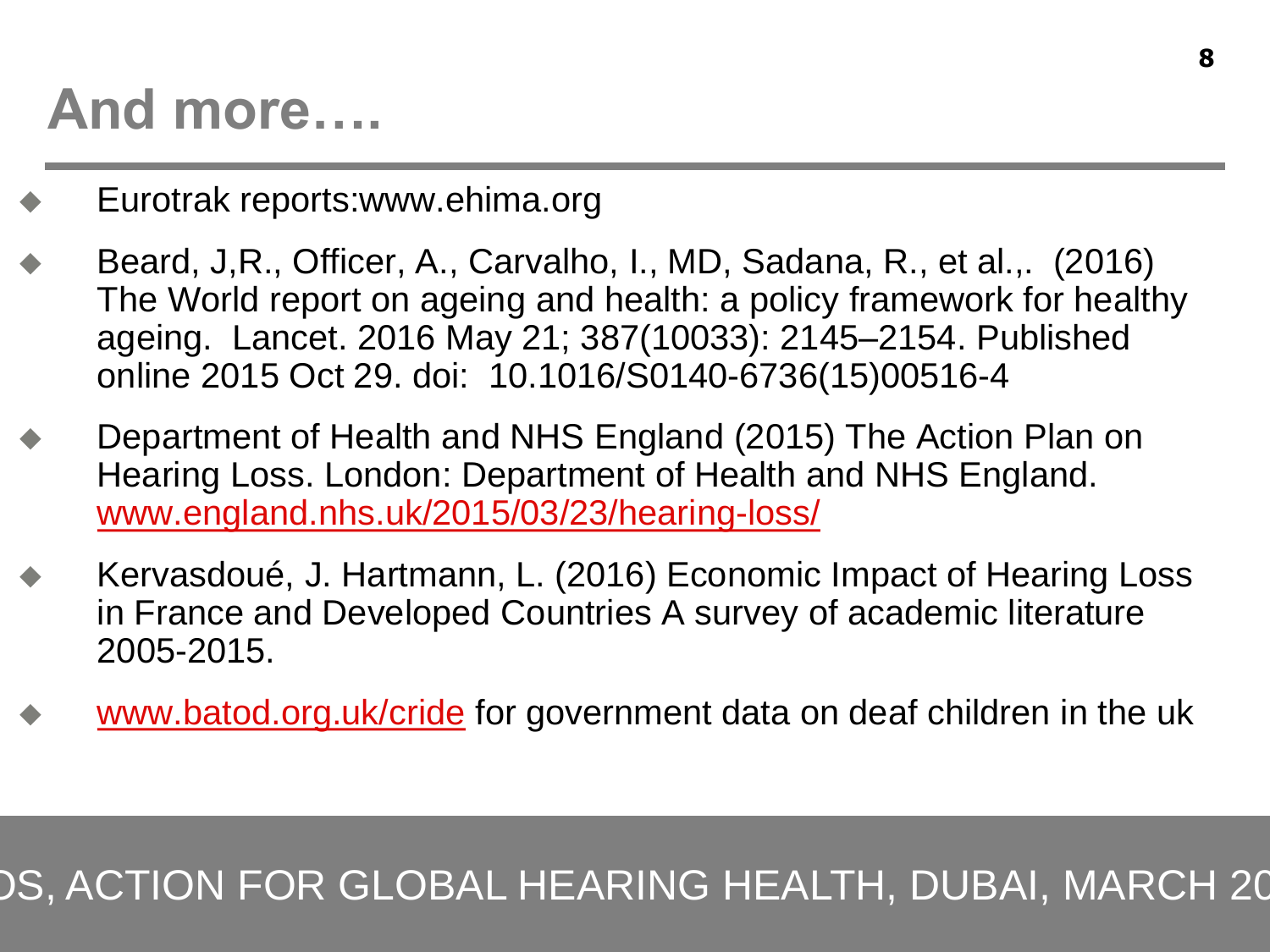# And more….

- Eurotrak reports:www.ehima.org
- Beard, J,R., Officer, A., Carvalho, I., MD, Sadana, R., et al.,. (2016) The World report on ageing and health: a policy framework for healthy ageing. Lancet. 2016 May 21; 387(10033): 2145–2154. Published online 2015 Oct 29. doi: 10.1016/S0140-6736(15)00516-4
- Department of Health and NHS England (2015) The Action Plan on Hearing Loss. London: Department of Health and NHS England. www.england.nhs.uk/2015/03/23/hearing-loss/
- Kervasdoué, J. Hartmann, L. (2016) Economic Impact of Hearing Loss in France and Developed Countries A survey of academic literature 2005-2015.
- www.batod.org.uk/cride for government data on deaf children in the uk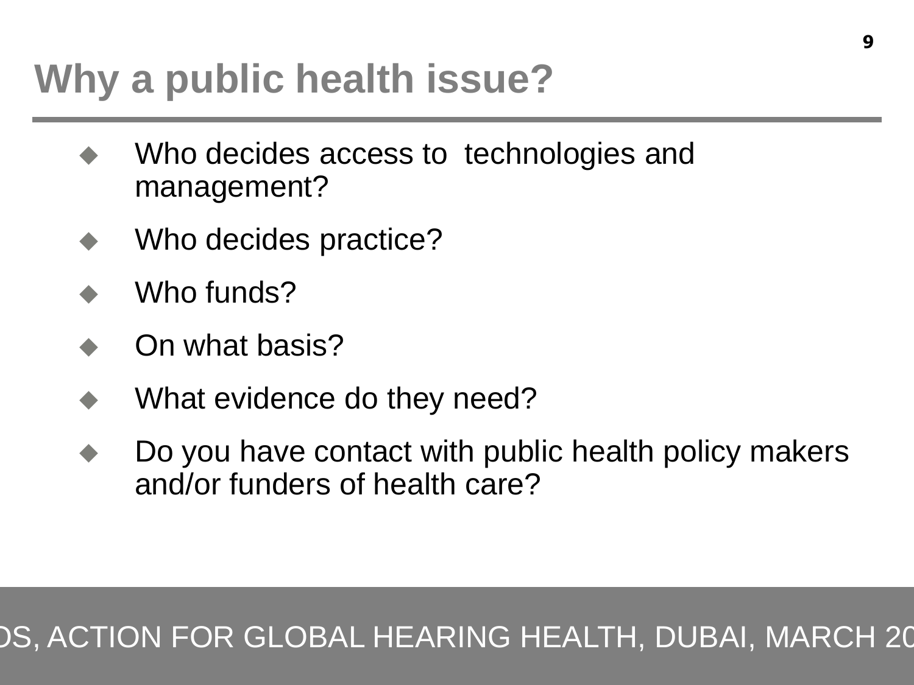# Why a public health issue?

- Who decides access to technologies and management?
- Who decides practice?
- Who funds?
- On what basis?
- What evidence do they need?
- Do you have contact with public health policy makers and/or funders of health care?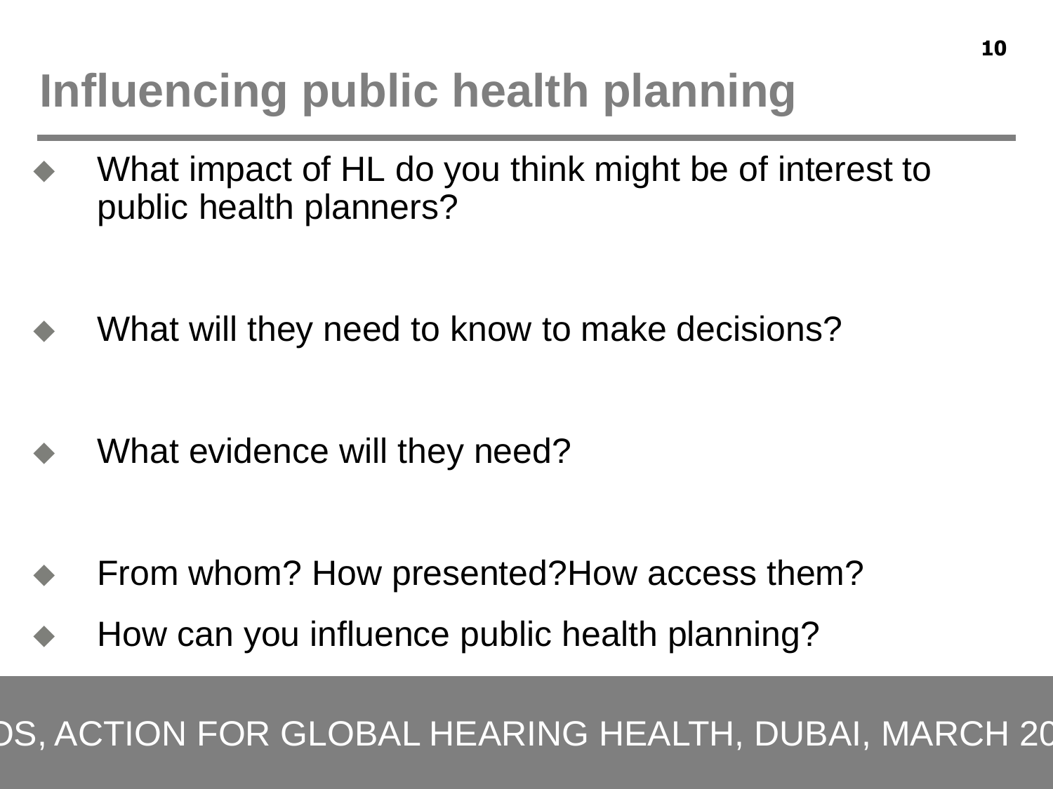# Influencing public health planning

- What impact of HL do you think might be of interest to public health planners?
- What will they need to know to make decisions?
- What evidence will they need?
- From whom? How presented?How access them?
- How can you influence public health planning?